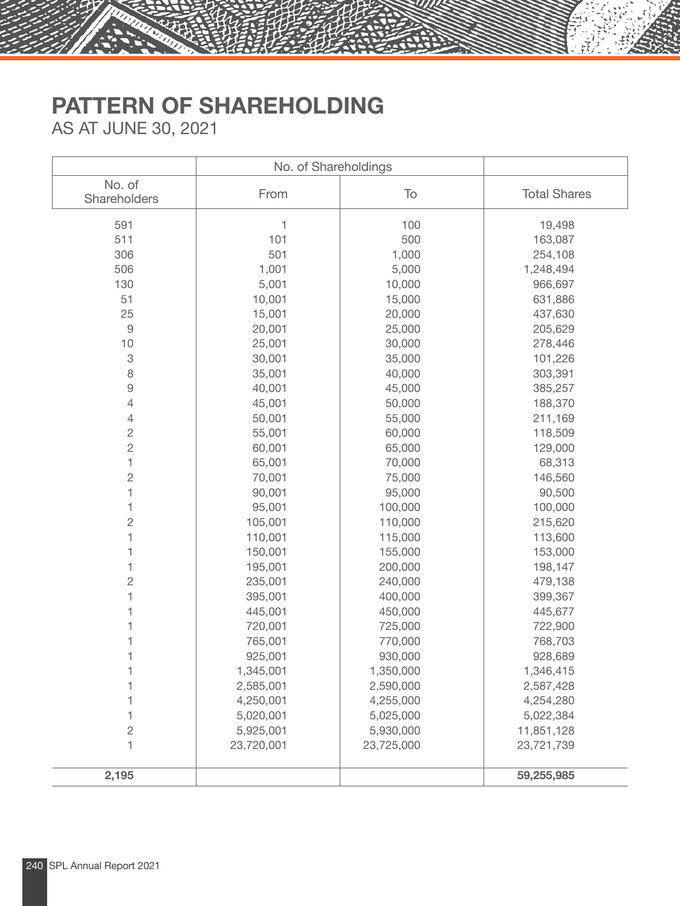# PATTERN OF SHAREHOLDING

AS AT JUNE 30, 2021

| | No. of Shareholdings | | |
|---|---|---|---|
| No. of Shareholders | From | To | Total Shares |
| 591 | 1 | 100 | 19,498 |
| 511 | 101 | 500 | 163,087 |
| 306 | 501 | 1,000 | 254,108 |
| 506 | 1,001 | 5,000 | 1,248,494 |
| 130 | 5,001 | 10,000 | 966,697 |
| 51 | 10,001 | 15,000 | 631,886 |
| 25 | 15,001 | 20,000 | 437,630 |
| 9 | 20,001 | 25,000 | 205,629 |
| 10 | 25,001 | 30,000 | 278,446 |
| 3 | 30,001 | 35,000 | 101,226 |
| 8 | 35,001 | 40,000 | 303,391 |
| 9 | 40,001 | 45,000 | 385,257 |
| 4 | 45,001 | 50,000 | 188,370 |
| 4 | 50,001 | 55,000 | 211,169 |
| 2 | 55,001 | 60,000 | 118,509 |
| 2 | 60,001 | 65,000 | 129,000 |
| 1 | 65,001 | 70,000 | 68,313 |
| 2 | 70,001 | 75,000 | 146,560 |
| 1 | 90,001 | 95,000 | 90,500 |
| 1 | 95,001 | 100,000 | 100,000 |
| 2 | 105,001 | 110,000 | 215,620 |
| 1 | 110,001 | 115,000 | 113,600 |
| 1 | 150,001 | 155,000 | 153,000 |
| 1 | 195,001 | 200,000 | 198,147 |
| 2 | 235,001 | 240,000 | 479,138 |
| 1 | 395,001 | 400,000 | 399,367 |
| 1 | 445,001 | 450,000 | 445,677 |
| 1 | 720,001 | 725,000 | 722,900 |
| 1 | 765,001 | 770,000 | 768,703 |
| 1 | 925,001 | 930,000 | 928,689 |
| 1 | 1,345,001 | 1,350,000 | 1,346,415 |
| 1 | 2,585,001 | 2,590,000 | 2,587,428 |
| 1 | 4,250,001 | 4,255,000 | 4,254,280 |
| 1 | 5,020,001 | 5,025,000 | 5,022,384 |
| 2 | 5,925,001 | 5,930,000 | 11,851,128 |
| 1 | 23,720,001 | 23,725,000 | 23,721,739 |
| **2,195** | | | **59,255,985** |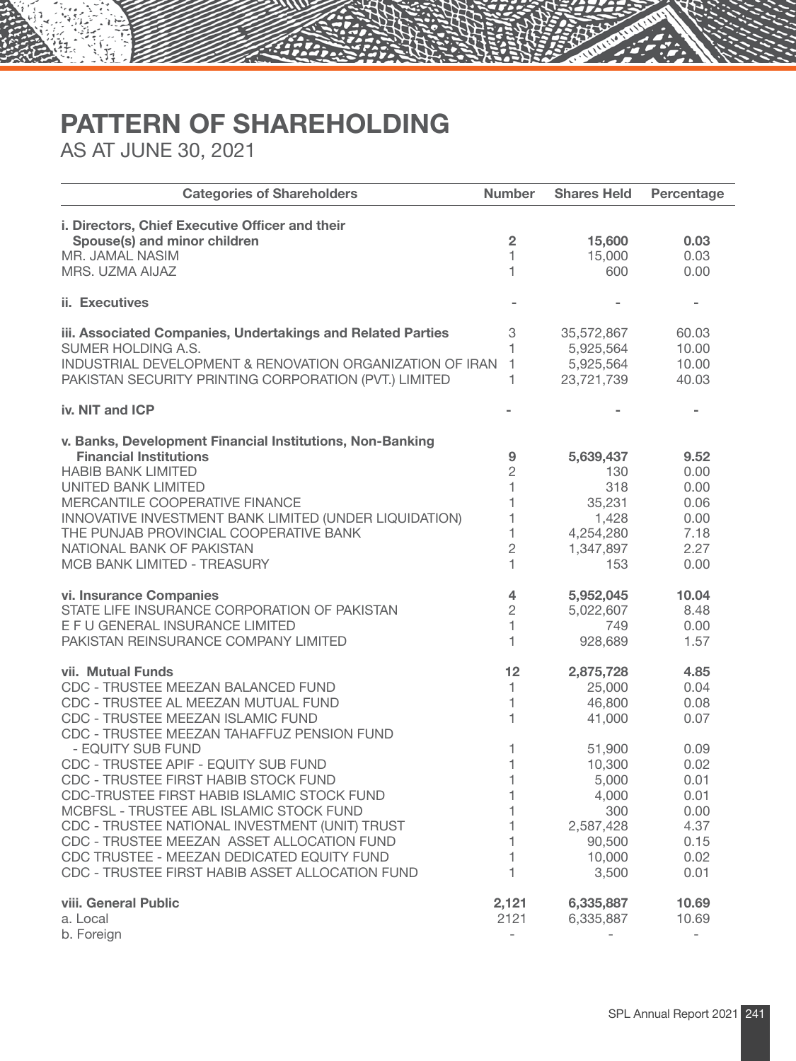# PATTERN OF SHAREHOLDING

AS AT JUNE 30, 2021

| Categories of Shareholders | Number | Shares Held | Percentage |
|---|---|---|---|
| **i. Directors, Chief Executive Officer and their Spouse(s) and minor children** | **2** | **15,600** | **0.03** |
| MR. JAMAL NASIM | 1 | 15,000 | 0.03 |
| MRS. UZMA AIJAZ | 1 | 600 | 0.00 |
| **ii. Executives** | - | - | - |
| **iii. Associated Companies, Undertakings and Related Parties** | 3 | 35,572,867 | 60.03 |
| SUMER HOLDING A.S. | 1 | 5,925,564 | 10.00 |
| INDUSTRIAL DEVELOPMENT & RENOVATION ORGANIZATION OF IRAN | 1 | 5,925,564 | 10.00 |
| PAKISTAN SECURITY PRINTING CORPORATION (PVT.) LIMITED | 1 | 23,721,739 | 40.03 |
| **iv. NIT and ICP** | - | - | - |
| **v. Banks, Development Financial Institutions, Non-Banking Financial Institutions** | **9** | **5,639,437** | **9.52** |
| HABIB BANK LIMITED | 2 | 130 | 0.00 |
| UNITED BANK LIMITED | 1 | 318 | 0.00 |
| MERCANTILE COOPERATIVE FINANCE | 1 | 35,231 | 0.06 |
| INNOVATIVE INVESTMENT BANK LIMITED (UNDER LIQUIDATION) | 1 | 1,428 | 0.00 |
| THE PUNJAB PROVINCIAL COOPERATIVE BANK | 1 | 4,254,280 | 7.18 |
| NATIONAL BANK OF PAKISTAN | 2 | 1,347,897 | 2.27 |
| MCB BANK LIMITED - TREASURY | 1 | 153 | 0.00 |
| **vi. Insurance Companies** | **4** | **5,952,045** | **10.04** |
| STATE LIFE INSURANCE CORPORATION OF PAKISTAN | 2 | 5,022,607 | 8.48 |
| E F U GENERAL INSURANCE LIMITED | 1 | 749 | 0.00 |
| PAKISTAN REINSURANCE COMPANY LIMITED | 1 | 928,689 | 1.57 |
| **vii. Mutual Funds** | **12** | **2,875,728** | **4.85** |
| CDC - TRUSTEE MEEZAN BALANCED FUND | 1 | 25,000 | 0.04 |
| CDC - TRUSTEE AL MEEZAN MUTUAL FUND | 1 | 46,800 | 0.08 |
| CDC - TRUSTEE MEEZAN ISLAMIC FUND | 1 | 41,000 | 0.07 |
| CDC - TRUSTEE MEEZAN TAHAFFUZ PENSION FUND - EQUITY SUB FUND | 1 | 51,900 | 0.09 |
| CDC - TRUSTEE APIF - EQUITY SUB FUND | 1 | 10,300 | 0.02 |
| CDC - TRUSTEE FIRST HABIB STOCK FUND | 1 | 5,000 | 0.01 |
| CDC-TRUSTEE FIRST HABIB ISLAMIC STOCK FUND | 1 | 4,000 | 0.01 |
| MCBFSL - TRUSTEE ABL ISLAMIC STOCK FUND | 1 | 300 | 0.00 |
| CDC - TRUSTEE NATIONAL INVESTMENT (UNIT) TRUST | 1 | 2,587,428 | 4.37 |
| CDC - TRUSTEE MEEZAN ASSET ALLOCATION FUND | 1 | 90,500 | 0.15 |
| CDC TRUSTEE - MEEZAN DEDICATED EQUITY FUND | 1 | 10,000 | 0.02 |
| CDC - TRUSTEE FIRST HABIB ASSET ALLOCATION FUND | 1 | 3,500 | 0.01 |
| **viii. General Public** | **2,121** | **6,335,887** | **10.69** |
| a. Local | 2121 | 6,335,887 | 10.69 |
| b. Foreign | - | - | - |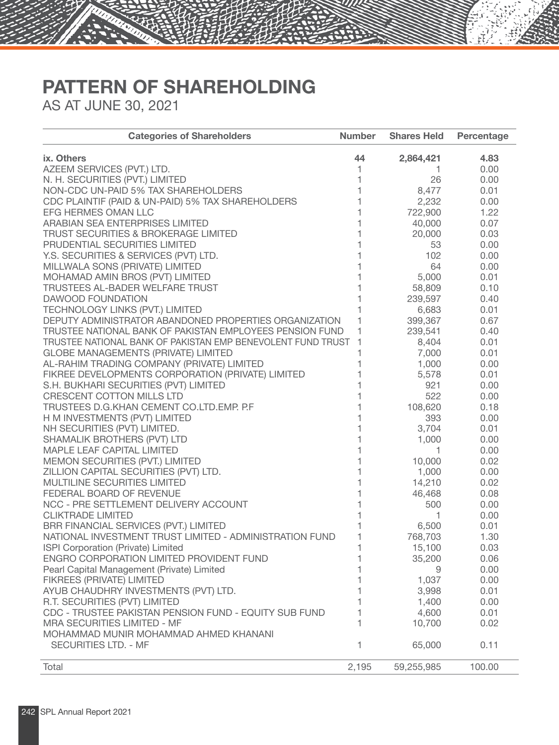# PATTERN OF SHAREHOLDING

AS AT JUNE 30, 2021

| Categories of Shareholders | Number | Shares Held | Percentage |
|---|---|---|---|
| **ix. Others** | **44** | **2,864,421** | **4.83** |
| AZEEM SERVICES (PVT.) LTD. | 1 | 1 | 0.00 |
| N. H. SECURITIES (PVT.) LIMITED | 1 | 26 | 0.00 |
| NON-CDC UN-PAID 5% TAX SHAREHOLDERS | 1 | 8,477 | 0.01 |
| CDC PLAINTIF (PAID & UN-PAID) 5% TAX SHAREHOLDERS | 1 | 2,232 | 0.00 |
| EFG HERMES OMAN LLC | 1 | 722,900 | 1.22 |
| ARABIAN SEA ENTERPRISES LIMITED | 1 | 40,000 | 0.07 |
| TRUST SECURITIES & BROKERAGE LIMITED | 1 | 20,000 | 0.03 |
| PRUDENTIAL SECURITIES LIMITED | 1 | 53 | 0.00 |
| Y.S. SECURITIES & SERVICES (PVT) LTD. | 1 | 102 | 0.00 |
| MILLWALA SONS (PRIVATE) LIMITED | 1 | 64 | 0.00 |
| MOHAMAD AMIN BROS (PVT) LIMITED | 1 | 5,000 | 0.01 |
| TRUSTEES AL-BADER WELFARE TRUST | 1 | 58,809 | 0.10 |
| DAWOOD FOUNDATION | 1 | 239,597 | 0.40 |
| TECHNOLOGY LINKS (PVT.) LIMITED | 1 | 6,683 | 0.01 |
| DEPUTY ADMINISTRATOR ABANDONED PROPERTIES ORGANIZATION | 1 | 399,367 | 0.67 |
| TRUSTEE NATIONAL BANK OF PAKISTAN EMPLOYEES PENSION FUND | 1 | 239,541 | 0.40 |
| TRUSTEE NATIONAL BANK OF PAKISTAN EMP BENEVOLENT FUND TRUST | 1 | 8,404 | 0.01 |
| GLOBE MANAGEMENTS (PRIVATE) LIMITED | 1 | 7,000 | 0.01 |
| AL-RAHIM TRADING COMPANY (PRIVATE) LIMITED | 1 | 1,000 | 0.00 |
| FIKREE DEVELOPMENTS CORPORATION (PRIVATE) LIMITED | 1 | 5,578 | 0.01 |
| S.H. BUKHARI SECURITIES (PVT) LIMITED | 1 | 921 | 0.00 |
| CRESCENT COTTON MILLS LTD | 1 | 522 | 0.00 |
| TRUSTEES D.G.KHAN CEMENT CO.LTD.EMP. P.F | 1 | 108,620 | 0.18 |
| H M INVESTMENTS (PVT) LIMITED | 1 | 393 | 0.00 |
| NH SECURITIES (PVT) LIMITED. | 1 | 3,704 | 0.01 |
| SHAMALIK BROTHERS (PVT) LTD | 1 | 1,000 | 0.00 |
| MAPLE LEAF CAPITAL LIMITED | 1 | 1 | 0.00 |
| MEMON SECURITIES (PVT.) LIMITED | 1 | 10,000 | 0.02 |
| ZILLION CAPITAL SECURITIES (PVT) LTD. | 1 | 1,000 | 0.00 |
| MULTILINE SECURITIES LIMITED | 1 | 14,210 | 0.02 |
| FEDERAL BOARD OF REVENUE | 1 | 46,468 | 0.08 |
| NCC - PRE SETTLEMENT DELIVERY ACCOUNT | 1 | 500 | 0.00 |
| CLIKTRADE LIMITED | 1 | 1 | 0.00 |
| BRR FINANCIAL SERVICES (PVT.) LIMITED | 1 | 6,500 | 0.01 |
| NATIONAL INVESTMENT TRUST LIMITED - ADMINISTRATION FUND | 1 | 768,703 | 1.30 |
| ISPI Corporation (Private) Limited | 1 | 15,100 | 0.03 |
| ENGRO CORPORATION LIMITED PROVIDENT FUND | 1 | 35,200 | 0.06 |
| Pearl Capital Management (Private) Limited | 1 | 9 | 0.00 |
| FIKREES (PRIVATE) LIMITED | 1 | 1,037 | 0.00 |
| AYUB CHAUDHRY INVESTMENTS (PVT) LTD. | 1 | 3,998 | 0.01 |
| R.T. SECURITIES (PVT) LIMITED | 1 | 1,400 | 0.00 |
| CDC - TRUSTEE PAKISTAN PENSION FUND - EQUITY SUB FUND | 1 | 4,600 | 0.01 |
| MRA SECURITIES LIMITED - MF | 1 | 10,700 | 0.02 |
| MOHAMMAD MUNIR MOHAMMAD AHMED KHANANI SECURITIES LTD. - MF | 1 | 65,000 | 0.11 |
| Total | 2,195 | 59,255,985 | 100.00 |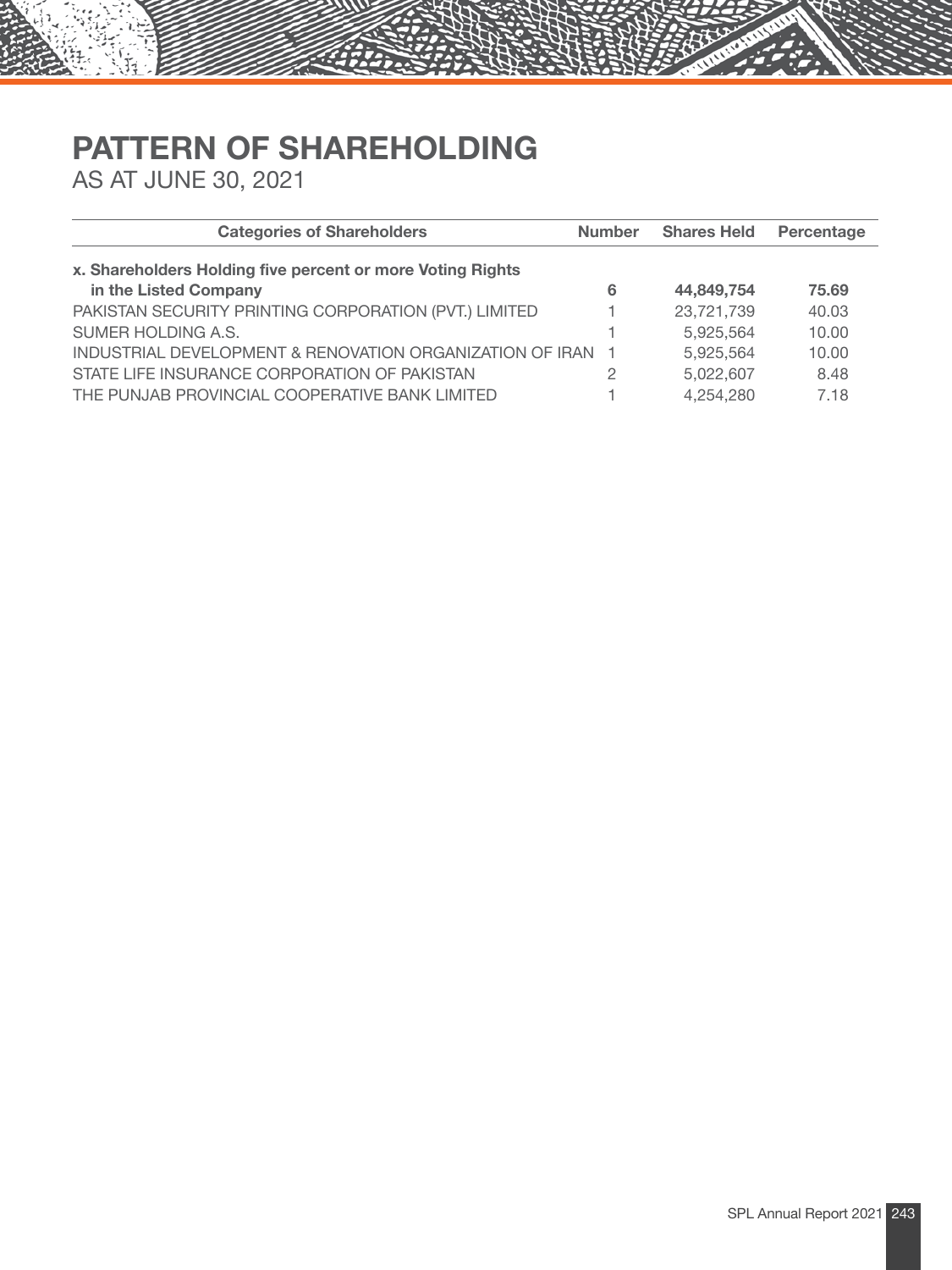# PATTERN OF SHAREHOLDING

AS AT JUNE 30, 2021

| Categories of Shareholders | Number | Shares Held | Percentage |
|---|---|---|---|
| **x. Shareholders Holding five percent or more Voting Rights in the Listed Company** | **6** | **44,849,754** | **75.69** |
| PAKISTAN SECURITY PRINTING CORPORATION (PVT.) LIMITED | 1 | 23,721,739 | 40.03 |
| SUMER HOLDING A.S. | 1 | 5,925,564 | 10.00 |
| INDUSTRIAL DEVELOPMENT & RENOVATION ORGANIZATION OF IRAN | 1 | 5,925,564 | 10.00 |
| STATE LIFE INSURANCE CORPORATION OF PAKISTAN | 2 | 5,022,607 | 8.48 |
| THE PUNJAB PROVINCIAL COOPERATIVE BANK LIMITED | 1 | 4,254,280 | 7.18 |